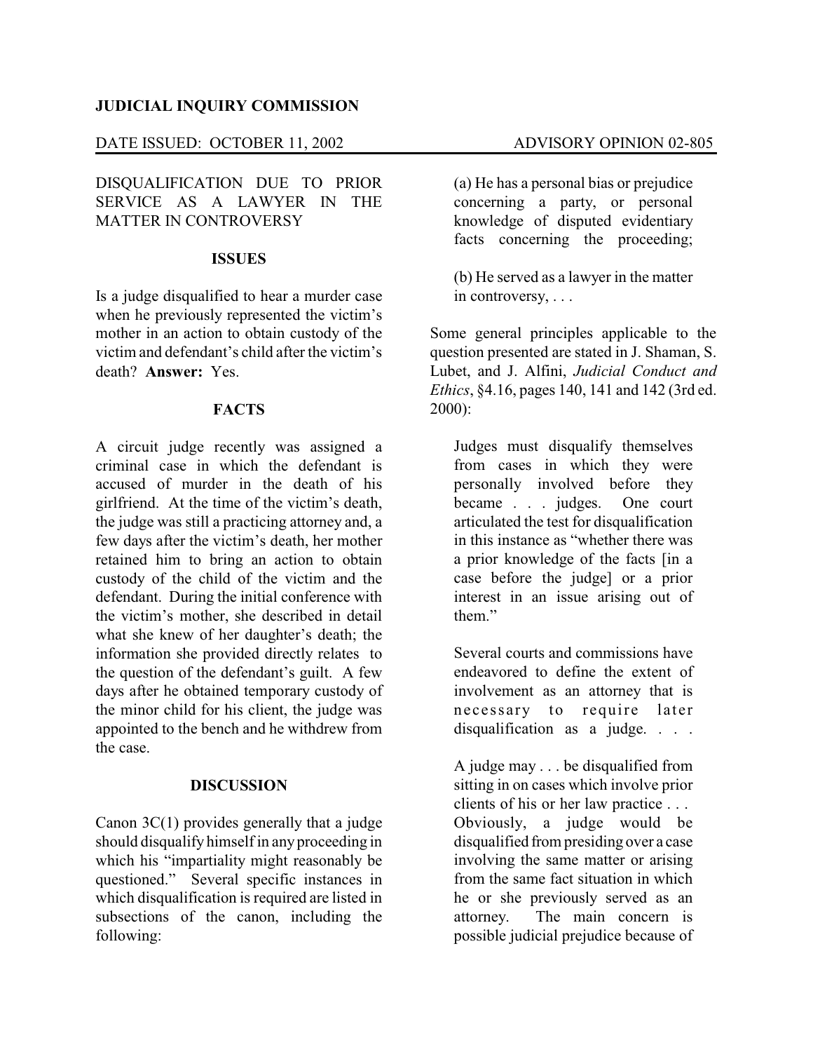**JUDICIAL INQUIRY COMMISSION**

DATE ISSUED: OCTOBER 11, 2002 ADVISORY OPINION 02-805

DISQUALIFICATION DUE TO PRIOR SERVICE AS A LAWYER IN THE MATTER IN CONTROVERSY

## ISSUES

Is a judge disqualified to hear a murder case when he previously represented the victim's mother in an action to obtain custody of the victim and defendant's child after the victim's death? **Answer:** Yes.

## FACTS

A circuit judge recently was assigned a criminal case in which the defendant is accused of murder in the death of his girlfriend. At the time of the victim's death, the judge was still a practicing attorney and, a few days after the victim's death, her mother retained him to bring an action to obtain custody of the child of the victim and the defendant. During the initial conference with the victim's mother, she described in detail what she knew of her daughter's death; the information she provided directly relates to the question of the defendant's guilt. A few days after he obtained temporary custody of the minor child for his client, the judge was appointed to the bench and he withdrew from the case.

## DISCUSSION

Canon 3C(1) provides generally that a judge should disqualify himself in any proceeding in which his "impartiality might reasonably be questioned." Several specific instances in which disqualification is required are listed in subsections of the canon, including the following:

> (a) He has a personal bias or prejudice concerning a party, or personal knowledge of disputed evidentiary facts concerning the proceeding;
>
> (b) He served as a lawyer in the matter in controversy, . . .

Some general principles applicable to the question presented are stated in J. Shaman, S. Lubet, and J. Alfini, *Judicial Conduct and Ethics*, §4.16, pages 140, 141 and 142 (3rd ed. 2000):

> Judges must disqualify themselves from cases in which they were personally involved before they became . . . judges. One court articulated the test for disqualification in this instance as "whether there was a prior knowledge of the facts [in a case before the judge] or a prior interest in an issue arising out of them."
>
> Several courts and commissions have endeavored to define the extent of involvement as an attorney that is necessary to require later disqualification as a judge. . . .
>
> A judge may . . . be disqualified from sitting in on cases which involve prior clients of his or her law practice . . . Obviously, a judge would be disqualified from presiding over a case involving the same matter or arising from the same fact situation in which he or she previously served as an attorney. The main concern is possible judicial prejudice because of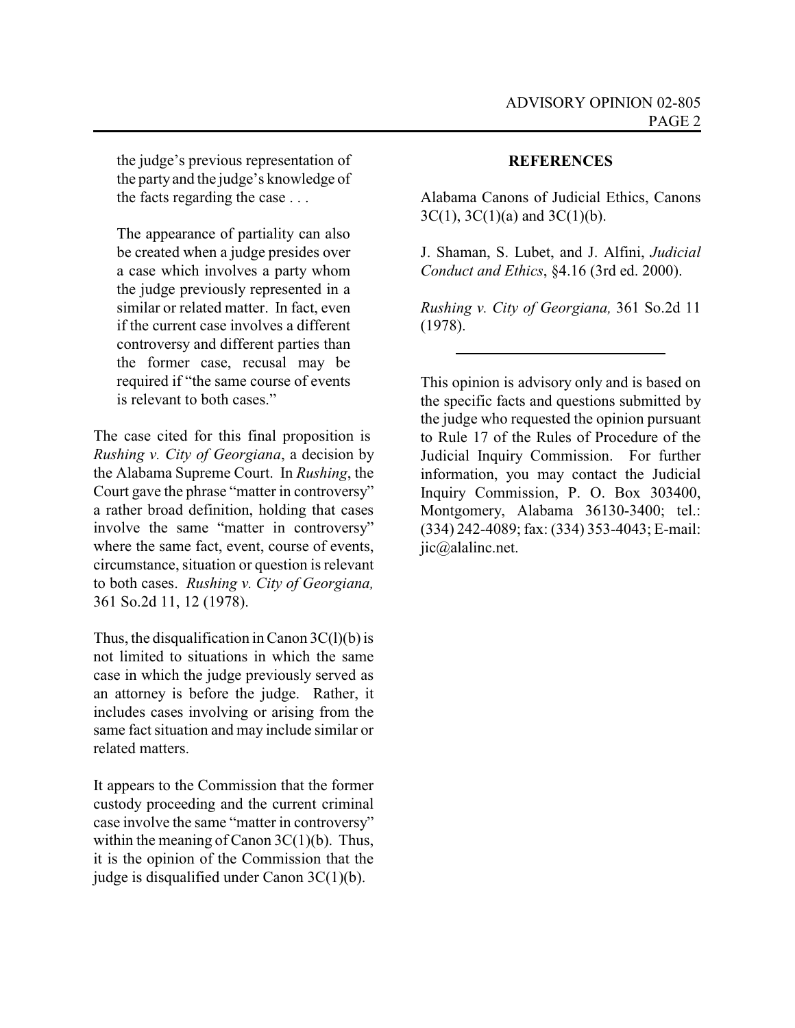> the judge's previous representation of the party and the judge's knowledge of the facts regarding the case . . .
>
> The appearance of partiality can also be created when a judge presides over a case which involves a party whom the judge previously represented in a similar or related matter. In fact, even if the current case involves a different controversy and different parties than the former case, recusal may be required if "the same course of events is relevant to both cases."

The case cited for this final proposition is *Rushing v. City of Georgiana*, a decision by the Alabama Supreme Court. In *Rushing*, the Court gave the phrase "matter in controversy" a rather broad definition, holding that cases involve the same "matter in controversy" where the same fact, event, course of events, circumstance, situation or question is relevant to both cases. *Rushing v. City of Georgiana,* 361 So.2d 11, 12 (1978).

Thus, the disqualification in Canon 3C(l)(b) is not limited to situations in which the same case in which the judge previously served as an attorney is before the judge. Rather, it includes cases involving or arising from the same fact situation and may include similar or related matters.

It appears to the Commission that the former custody proceeding and the current criminal case involve the same "matter in controversy" within the meaning of Canon 3C(1)(b). Thus, it is the opinion of the Commission that the judge is disqualified under Canon 3C(1)(b).

## REFERENCES

Alabama Canons of Judicial Ethics, Canons 3C(1), 3C(1)(a) and 3C(1)(b).

J. Shaman, S. Lubet, and J. Alfini, *Judicial Conduct and Ethics*, §4.16 (3rd ed. 2000).

*Rushing v. City of Georgiana,* 361 So.2d 11 (1978).

---

This opinion is advisory only and is based on the specific facts and questions submitted by the judge who requested the opinion pursuant to Rule 17 of the Rules of Procedure of the Judicial Inquiry Commission. For further information, you may contact the Judicial Inquiry Commission, P. O. Box 303400, Montgomery, Alabama 36130-3400; tel.: (334) 242-4089; fax: (334) 353-4043; E-mail: jic@alalinc.net.